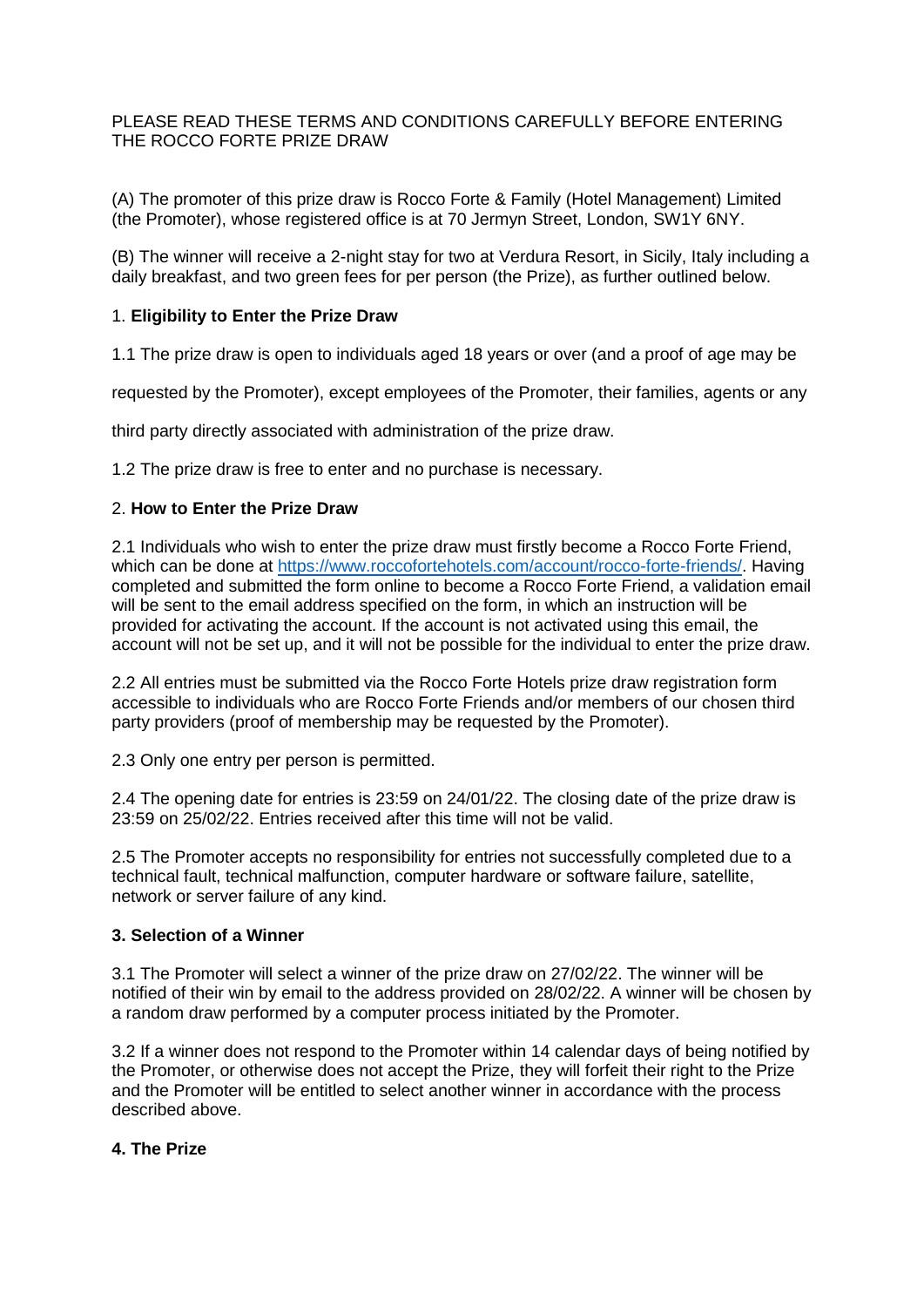PLEASE READ THESE TERMS AND CONDITIONS CAREFULLY BEFORE ENTERING THE ROCCO FORTE PRIZE DRAW

(A) The promoter of this prize draw is Rocco Forte & Family (Hotel Management) Limited (the Promoter), whose registered office is at 70 Jermyn Street, London, SW1Y 6NY.

(B) The winner will receive a 2-night stay for two at Verdura Resort, in Sicily, Italy including a daily breakfast, and two green fees for per person (the Prize), as further outlined below.

1. **Eligibility to Enter the Prize Draw**

1.1 The prize draw is open to individuals aged 18 years or over (and a proof of age may be requested by the Promoter), except employees of the Promoter, their families, agents or any third party directly associated with administration of the prize draw.

1.2 The prize draw is free to enter and no purchase is necessary.

2. **How to Enter the Prize Draw**

2.1 Individuals who wish to enter the prize draw must firstly become a Rocco Forte Friend, which can be done at https://www.roccofortehotels.com/account/rocco-forte-friends/. Having completed and submitted the form online to become a Rocco Forte Friend, a validation email will be sent to the email address specified on the form, in which an instruction will be provided for activating the account. If the account is not activated using this email, the account will not be set up, and it will not be possible for the individual to enter the prize draw.

2.2 All entries must be submitted via the Rocco Forte Hotels prize draw registration form accessible to individuals who are Rocco Forte Friends and/or members of our chosen third party providers (proof of membership may be requested by the Promoter).

2.3 Only one entry per person is permitted.

2.4 The opening date for entries is 23:59 on 24/01/22. The closing date of the prize draw is 23:59 on 25/02/22. Entries received after this time will not be valid.

2.5 The Promoter accepts no responsibility for entries not successfully completed due to a technical fault, technical malfunction, computer hardware or software failure, satellite, network or server failure of any kind.

**3. Selection of a Winner**

3.1 The Promoter will select a winner of the prize draw on 27/02/22. The winner will be notified of their win by email to the address provided on 28/02/22. A winner will be chosen by a random draw performed by a computer process initiated by the Promoter.

3.2 If a winner does not respond to the Promoter within 14 calendar days of being notified by the Promoter, or otherwise does not accept the Prize, they will forfeit their right to the Prize and the Promoter will be entitled to select another winner in accordance with the process described above.

**4. The Prize**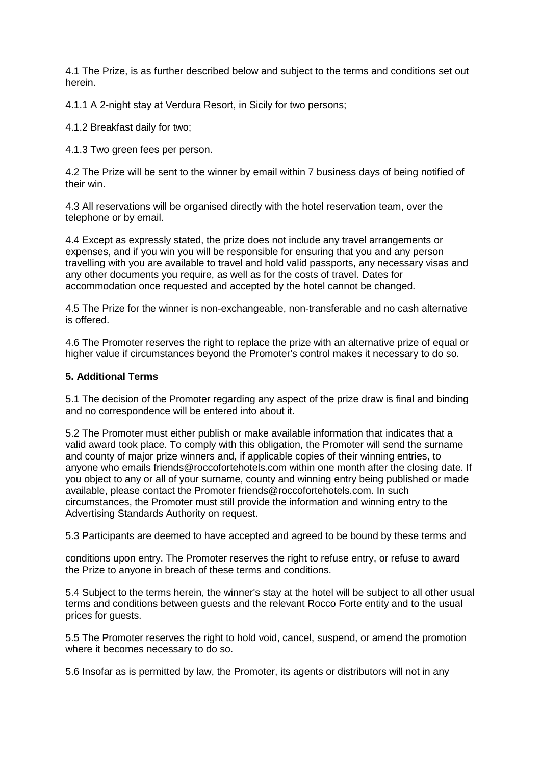4.1 The Prize, is as further described below and subject to the terms and conditions set out herein.

4.1.1 A 2-night stay at Verdura Resort, in Sicily for two persons;

4.1.2 Breakfast daily for two;

4.1.3 Two green fees per person.

4.2 The Prize will be sent to the winner by email within 7 business days of being notified of their win.

4.3 All reservations will be organised directly with the hotel reservation team, over the telephone or by email.

4.4 Except as expressly stated, the prize does not include any travel arrangements or expenses, and if you win you will be responsible for ensuring that you and any person travelling with you are available to travel and hold valid passports, any necessary visas and any other documents you require, as well as for the costs of travel. Dates for accommodation once requested and accepted by the hotel cannot be changed.

4.5 The Prize for the winner is non-exchangeable, non-transferable and no cash alternative is offered.

4.6 The Promoter reserves the right to replace the prize with an alternative prize of equal or higher value if circumstances beyond the Promoter's control makes it necessary to do so.

**5. Additional Terms**

5.1 The decision of the Promoter regarding any aspect of the prize draw is final and binding and no correspondence will be entered into about it.

5.2 The Promoter must either publish or make available information that indicates that a valid award took place. To comply with this obligation, the Promoter will send the surname and county of major prize winners and, if applicable copies of their winning entries, to anyone who emails friends@roccofortehotels.com within one month after the closing date. If you object to any or all of your surname, county and winning entry being published or made available, please contact the Promoter friends@roccofortehotels.com. In such circumstances, the Promoter must still provide the information and winning entry to the Advertising Standards Authority on request.

5.3 Participants are deemed to have accepted and agreed to be bound by these terms and conditions upon entry. The Promoter reserves the right to refuse entry, or refuse to award the Prize to anyone in breach of these terms and conditions.

5.4 Subject to the terms herein, the winner's stay at the hotel will be subject to all other usual terms and conditions between guests and the relevant Rocco Forte entity and to the usual prices for guests.

5.5 The Promoter reserves the right to hold void, cancel, suspend, or amend the promotion where it becomes necessary to do so.

5.6 Insofar as is permitted by law, the Promoter, its agents or distributors will not in any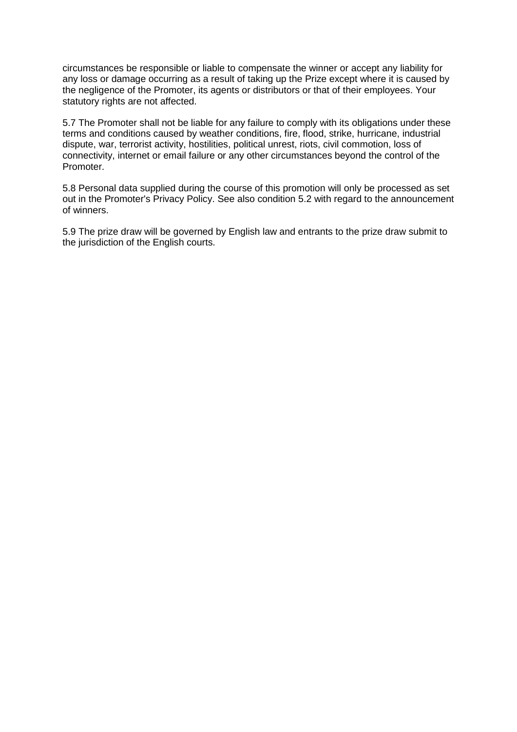circumstances be responsible or liable to compensate the winner or accept any liability for any loss or damage occurring as a result of taking up the Prize except where it is caused by the negligence of the Promoter, its agents or distributors or that of their employees. Your statutory rights are not affected.

5.7 The Promoter shall not be liable for any failure to comply with its obligations under these terms and conditions caused by weather conditions, fire, flood, strike, hurricane, industrial dispute, war, terrorist activity, hostilities, political unrest, riots, civil commotion, loss of connectivity, internet or email failure or any other circumstances beyond the control of the Promoter.

5.8 Personal data supplied during the course of this promotion will only be processed as set out in the Promoter's Privacy Policy. See also condition 5.2 with regard to the announcement of winners.

5.9 The prize draw will be governed by English law and entrants to the prize draw submit to the jurisdiction of the English courts.